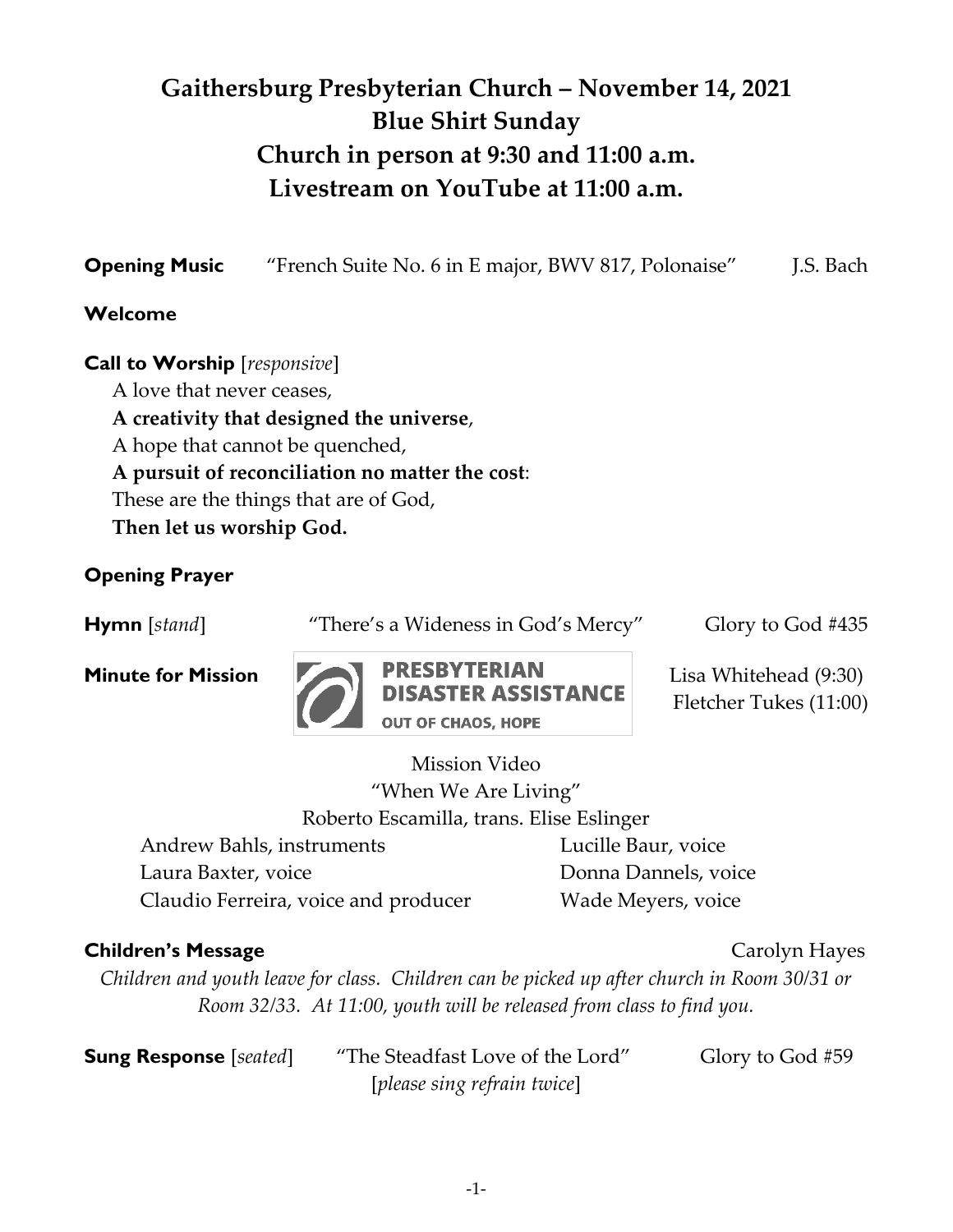# Gaithersburg Presbyterian Church – November 14, 2021
# Blue Shirt Sunday
# Church in person at 9:30 and 11:00 a.m.
# Livestream on YouTube at 11:00 a.m.

**Opening Music** "French Suite No. 6 in E major, BWV 817, Polonaise" J.S. Bach

**Welcome**

**Call to Worship** [*responsive*]

A love that never ceases,
**A creativity that designed the universe**,
A hope that cannot be quenched,
**A pursuit of reconciliation no matter the cost**:
These are the things that are of God,
**Then let us worship God.**

**Opening Prayer**

**Hymn** [*stand*] "There's a Wideness in God's Mercy" Glory to God #435

**Minute for Mission** PRESBYTERIAN DISASTER ASSISTANCE — OUT OF CHAOS, HOPE — Lisa Whitehead (9:30), Fletcher Tukes (11:00)

Mission Video
"When We Are Living"
Roberto Escamilla, trans. Elise Eslinger

Andrew Bahls, instruments
Laura Baxter, voice
Claudio Ferreira, voice and producer
Lucille Baur, voice
Donna Dannels, voice
Wade Meyers, voice

**Children's Message** Carolyn Hayes

*Children and youth leave for class. Children can be picked up after church in Room 30/31 or Room 32/33. At 11:00, youth will be released from class to find you.*

**Sung Response** [*seated*] "The Steadfast Love of the Lord" Glory to God #59
[*please sing refrain twice*]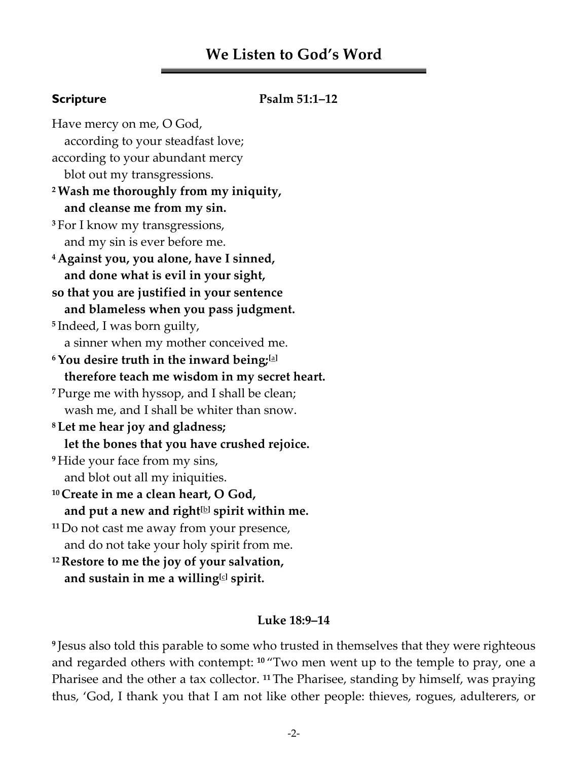## We Listen to God's Word

**Scripture** **Psalm 51:1–12**

Have mercy on me, O God,
according to your steadfast love;
according to your abundant mercy
blot out my transgressions.
**2 Wash me thoroughly from my iniquity,**
**and cleanse me from my sin.**
3 For I know my transgressions,
and my sin is ever before me.
**4 Against you, you alone, have I sinned,**
**and done what is evil in your sight,**
**so that you are justified in your sentence**
**and blameless when you pass judgment.**
5 Indeed, I was born guilty,
a sinner when my mother conceived me.
**6 You desire truth in the inward being;[a]**
**therefore teach me wisdom in my secret heart.**
7 Purge me with hyssop, and I shall be clean;
wash me, and I shall be whiter than snow.
**8 Let me hear joy and gladness;**
**let the bones that you have crushed rejoice.**
9 Hide your face from my sins,
and blot out all my iniquities.
**10 Create in me a clean heart, O God,**
**and put a new and right[b] spirit within me.**
11 Do not cast me away from your presence,
and do not take your holy spirit from me.
**12 Restore to me the joy of your salvation,**
**and sustain in me a willing[c] spirit.**

**Luke 18:9–14**

9 Jesus also told this parable to some who trusted in themselves that they were righteous and regarded others with contempt: 10 "Two men went up to the temple to pray, one a Pharisee and the other a tax collector. 11 The Pharisee, standing by himself, was praying thus, 'God, I thank you that I am not like other people: thieves, rogues, adulterers, or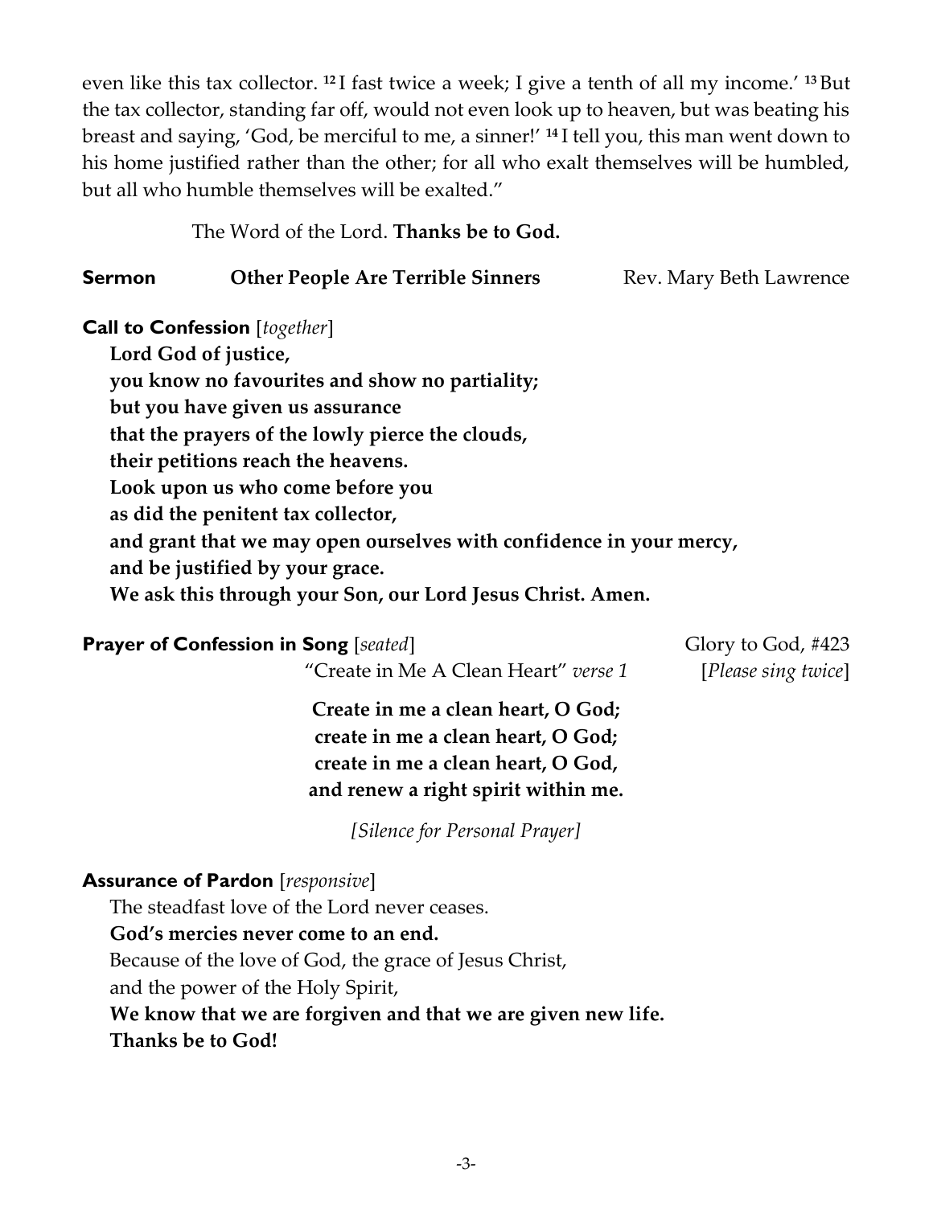even like this tax collector. [12] I fast twice a week; I give a tenth of all my income.' [13] But the tax collector, standing far off, would not even look up to heaven, but was beating his breast and saying, 'God, be merciful to me, a sinner!' [14] I tell you, this man went down to his home justified rather than the other; for all who exalt themselves will be humbled, but all who humble themselves will be exalted."

The Word of the Lord. **Thanks be to God.**

**Sermon** **Other People Are Terrible Sinners** Rev. Mary Beth Lawrence

**Call to Confession** [*together*]

**Lord God of justice,**
**you know no favourites and show no partiality;**
**but you have given us assurance**
**that the prayers of the lowly pierce the clouds,**
**their petitions reach the heavens.**
**Look upon us who come before you**
**as did the penitent tax collector,**
**and grant that we may open ourselves with confidence in your mercy,**
**and be justified by your grace.**
**We ask this through your Son, our Lord Jesus Christ. Amen.**

**Prayer of Confession in Song** [*seated*] Glory to God, #423
"Create in Me A Clean Heart" *verse 1* [*Please sing twice*]

**Create in me a clean heart, O God;**
**create in me a clean heart, O God;**
**create in me a clean heart, O God,**
**and renew a right spirit within me.**

*[Silence for Personal Prayer]*

**Assurance of Pardon** [*responsive*]

The steadfast love of the Lord never ceases.
**God's mercies never come to an end.**
Because of the love of God, the grace of Jesus Christ,
and the power of the Holy Spirit,
**We know that we are forgiven and that we are given new life.**
**Thanks be to God!**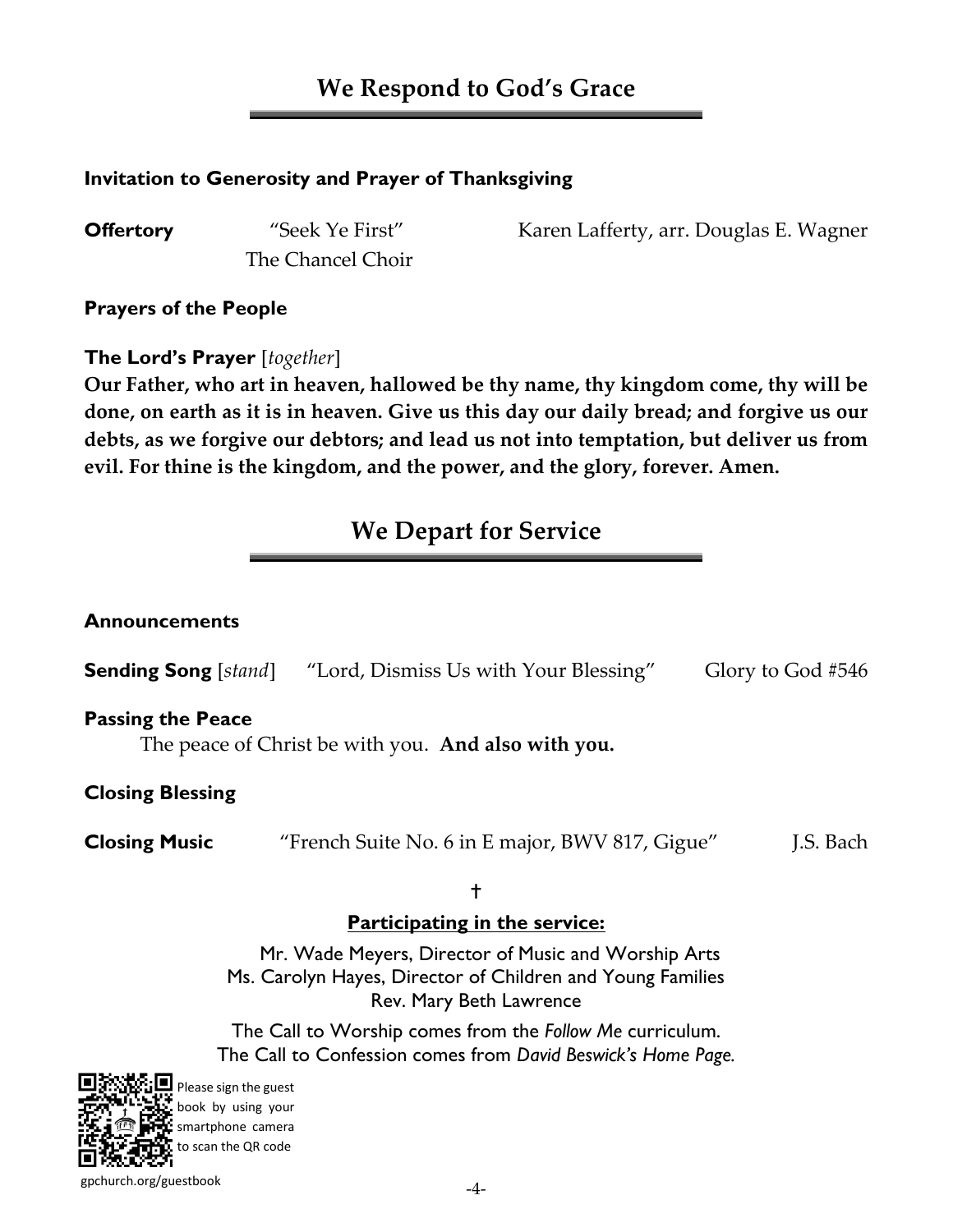# We Respond to God's Grace

**Invitation to Generosity and Prayer of Thanksgiving**

**Offertory** "Seek Ye First" Karen Lafferty, arr. Douglas E. Wagner
The Chancel Choir

**Prayers of the People**

**The Lord's Prayer** [*together*]
**Our Father, who art in heaven, hallowed be thy name, thy kingdom come, thy will be done, on earth as it is in heaven. Give us this day our daily bread; and forgive us our debts, as we forgive our debtors; and lead us not into temptation, but deliver us from evil. For thine is the kingdom, and the power, and the glory, forever. Amen.**

# We Depart for Service

**Announcements**

**Sending Song** [*stand*] "Lord, Dismiss Us with Your Blessing" Glory to God #546

**Passing the Peace**
The peace of Christ be with you. **And also with you.**

**Closing Blessing**

**Closing Music** "French Suite No. 6 in E major, BWV 817, Gigue" J.S. Bach

†

**Participating in the service:**

Mr. Wade Meyers, Director of Music and Worship Arts
Ms. Carolyn Hayes, Director of Children and Young Families
Rev. Mary Beth Lawrence

The Call to Worship comes from the *Follow Me* curriculum.
The Call to Confession comes from *David Beswick's Home Page.*

Please sign the guest book by using your smartphone camera to scan the QR code

gpchurch.org/guestbook